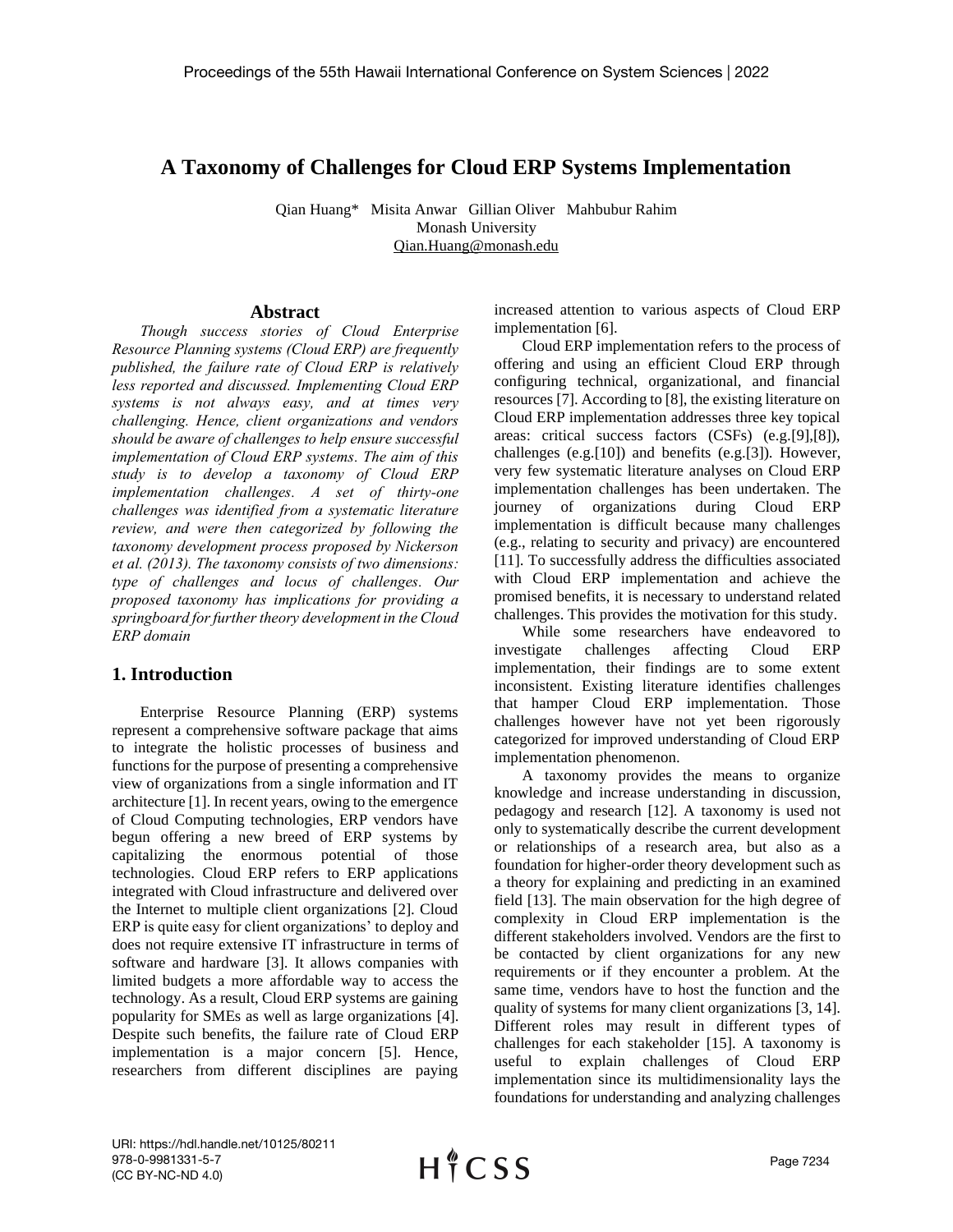# A Taxonomy of Challenges for Cloud ERP Systems Implementation

Qian Huang* Misita Anwar Gillian Oliver Mahbubur Rahim
Monash University
Qian.Huang@monash.edu

## Abstract

*Though success stories of Cloud Enterprise Resource Planning systems (Cloud ERP) are frequently published, the failure rate of Cloud ERP is relatively less reported and discussed. Implementing Cloud ERP systems is not always easy, and at times very challenging. Hence, client organizations and vendors should be aware of challenges to help ensure successful implementation of Cloud ERP systems. The aim of this study is to develop a taxonomy of Cloud ERP implementation challenges. A set of thirty-one challenges was identified from a systematic literature review, and were then categorized by following the taxonomy development process proposed by Nickerson et al. (2013). The taxonomy consists of two dimensions: type of challenges and locus of challenges. Our proposed taxonomy has implications for providing a springboard for further theory development in the Cloud ERP domain*

## 1. Introduction

Enterprise Resource Planning (ERP) systems represent a comprehensive software package that aims to integrate the holistic processes of business and functions for the purpose of presenting a comprehensive view of organizations from a single information and IT architecture [1]. In recent years, owing to the emergence of Cloud Computing technologies, ERP vendors have begun offering a new breed of ERP systems by capitalizing the enormous potential of those technologies. Cloud ERP refers to ERP applications integrated with Cloud infrastructure and delivered over the Internet to multiple client organizations [2]. Cloud ERP is quite easy for client organizations' to deploy and does not require extensive IT infrastructure in terms of software and hardware [3]. It allows companies with limited budgets a more affordable way to access the technology. As a result, Cloud ERP systems are gaining popularity for SMEs as well as large organizations [4]. Despite such benefits, the failure rate of Cloud ERP implementation is a major concern [5]. Hence, researchers from different disciplines are paying increased attention to various aspects of Cloud ERP implementation [6].

Cloud ERP implementation refers to the process of offering and using an efficient Cloud ERP through configuring technical, organizational, and financial resources [7]. According to [8], the existing literature on Cloud ERP implementation addresses three key topical areas: critical success factors (CSFs) (e.g.[9],[8]), challenges (e.g.[10]) and benefits (e.g.[3]). However, very few systematic literature analyses on Cloud ERP implementation challenges has been undertaken. The journey of organizations during Cloud ERP implementation is difficult because many challenges (e.g., relating to security and privacy) are encountered [11]. To successfully address the difficulties associated with Cloud ERP implementation and achieve the promised benefits, it is necessary to understand related challenges. This provides the motivation for this study.

While some researchers have endeavored to investigate challenges affecting Cloud ERP implementation, their findings are to some extent inconsistent. Existing literature identifies challenges that hamper Cloud ERP implementation. Those challenges however have not yet been rigorously categorized for improved understanding of Cloud ERP implementation phenomenon.

A taxonomy provides the means to organize knowledge and increase understanding in discussion, pedagogy and research [12]. A taxonomy is used not only to systematically describe the current development or relationships of a research area, but also as a foundation for higher-order theory development such as a theory for explaining and predicting in an examined field [13]. The main observation for the high degree of complexity in Cloud ERP implementation is the different stakeholders involved. Vendors are the first to be contacted by client organizations for any new requirements or if they encounter a problem. At the same time, vendors have to host the function and the quality of systems for many client organizations [3, 14]. Different roles may result in different types of challenges for each stakeholder [15]. A taxonomy is useful to explain challenges of Cloud ERP implementation since its multidimensionality lays the foundations for understanding and analyzing challenges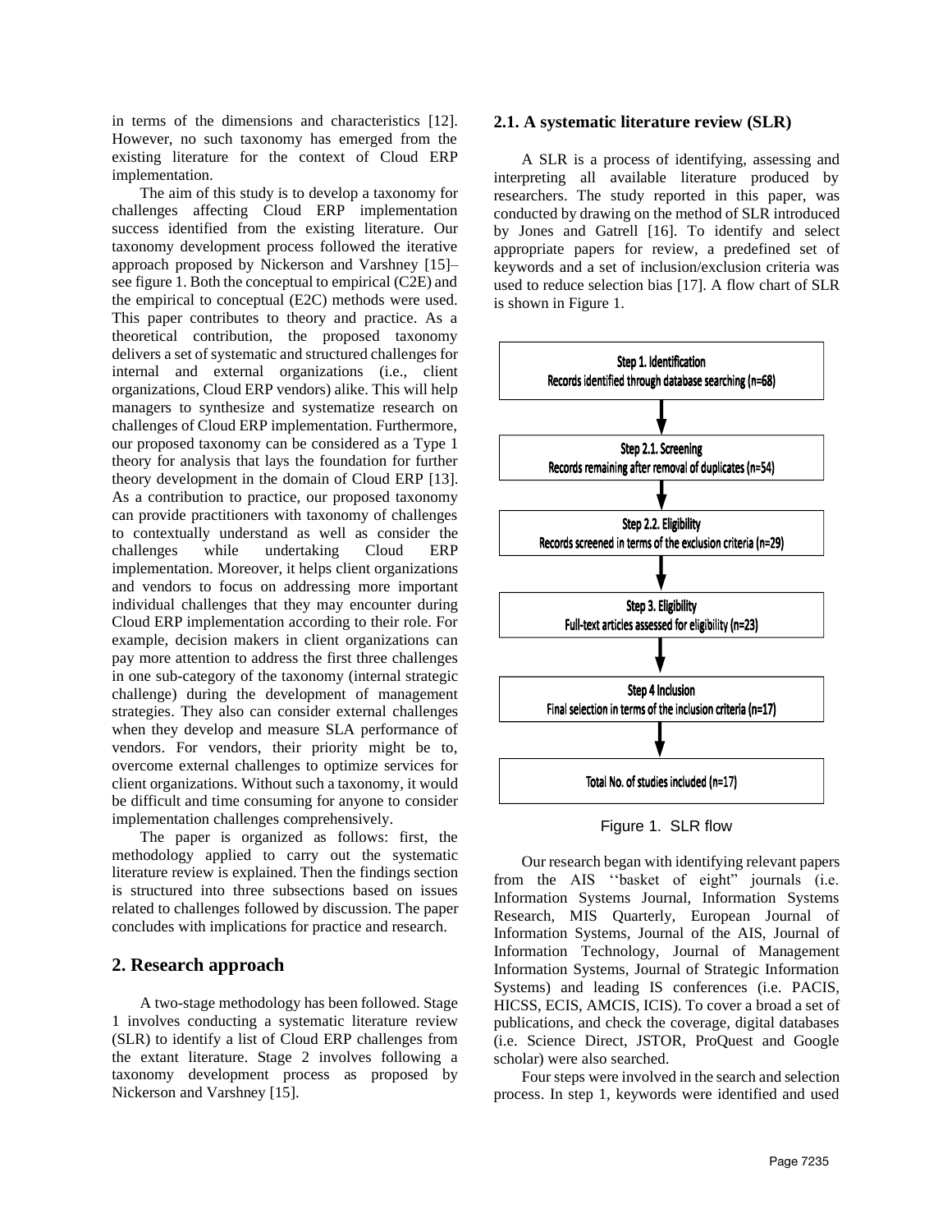in terms of the dimensions and characteristics [12]. However, no such taxonomy has emerged from the existing literature for the context of Cloud ERP implementation.

The aim of this study is to develop a taxonomy for challenges affecting Cloud ERP implementation success identified from the existing literature. Our taxonomy development process followed the iterative approach proposed by Nickerson and Varshney [15]– see figure 1. Both the conceptual to empirical (C2E) and the empirical to conceptual (E2C) methods were used. This paper contributes to theory and practice. As a theoretical contribution, the proposed taxonomy delivers a set of systematic and structured challenges for internal and external organizations (i.e., client organizations, Cloud ERP vendors) alike. This will help managers to synthesize and systematize research on challenges of Cloud ERP implementation. Furthermore, our proposed taxonomy can be considered as a Type 1 theory for analysis that lays the foundation for further theory development in the domain of Cloud ERP [13]. As a contribution to practice, our proposed taxonomy can provide practitioners with taxonomy of challenges to contextually understand as well as consider the challenges while undertaking Cloud ERP implementation. Moreover, it helps client organizations and vendors to focus on addressing more important individual challenges that they may encounter during Cloud ERP implementation according to their role. For example, decision makers in client organizations can pay more attention to address the first three challenges in one sub-category of the taxonomy (internal strategic challenge) during the development of management strategies. They also can consider external challenges when they develop and measure SLA performance of vendors. For vendors, their priority might be to, overcome external challenges to optimize services for client organizations. Without such a taxonomy, it would be difficult and time consuming for anyone to consider implementation challenges comprehensively.

The paper is organized as follows: first, the methodology applied to carry out the systematic literature review is explained. Then the findings section is structured into three subsections based on issues related to challenges followed by discussion. The paper concludes with implications for practice and research.

## 2. Research approach

A two-stage methodology has been followed. Stage 1 involves conducting a systematic literature review (SLR) to identify a list of Cloud ERP challenges from the extant literature. Stage 2 involves following a taxonomy development process as proposed by Nickerson and Varshney [15].

### 2.1. A systematic literature review (SLR)

A SLR is a process of identifying, assessing and interpreting all available literature produced by researchers. The study reported in this paper, was conducted by drawing on the method of SLR introduced by Jones and Gatrell [16]. To identify and select appropriate papers for review, a predefined set of keywords and a set of inclusion/exclusion criteria was used to reduce selection bias [17]. A flow chart of SLR is shown in Figure 1.

**Step 1. Identification**
Records identified through database searching (n=68)

↓

**Step 2.1. Screening**
Records remaining after removal of duplicates (n=54)

↓

**Step 2.2. Eligibility**
Records screened in terms of the exclusion criteria (n=29)

↓

**Step 3. Eligibility**
Full-text articles assessed for eligibility (n=23)

↓

**Step 4 Inclusion**
Final selection in terms of the inclusion criteria (n=17)

↓

**Total No. of studies included (n=17)**

Figure 1. SLR flow

Our research began with identifying relevant papers from the AIS ''basket of eight" journals (i.e. Information Systems Journal, Information Systems Research, MIS Quarterly, European Journal of Information Systems, Journal of the AIS, Journal of Information Technology, Journal of Management Information Systems, Journal of Strategic Information Systems) and leading IS conferences (i.e. PACIS, HICSS, ECIS, AMCIS, ICIS). To cover a broad a set of publications, and check the coverage, digital databases (i.e. Science Direct, JSTOR, ProQuest and Google scholar) were also searched.

Four steps were involved in the search and selection process. In step 1, keywords were identified and used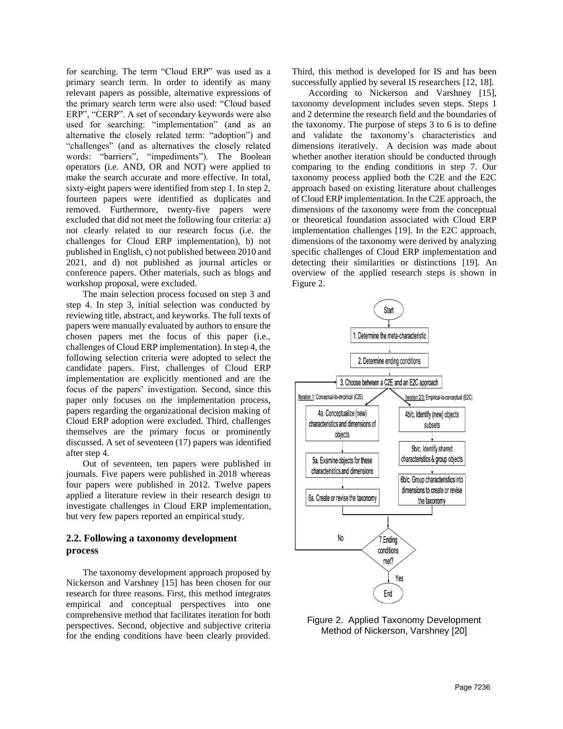for searching. The term "Cloud ERP" was used as a primary search term. In order to identify as many relevant papers as possible, alternative expressions of the primary search term were also used: "Cloud based ERP", "CERP". A set of secondary keywords were also used for searching: "implementation" (and as an alternative the closely related term: "adoption") and "challenges" (and as alternatives the closely related words: "barriers", "impediments"). The Boolean operators (i.e. AND, OR and NOT) were applied to make the search accurate and more effective. In total, sixty-eight papers were identified from step 1. In step 2, fourteen papers were identified as duplicates and removed. Furthermore, twenty-five papers were excluded that did not meet the following four criteria: a) not clearly related to our research focus (i.e. the challenges for Cloud ERP implementation), b) not published in English, c) not published between 2010 and 2021, and d) not published as journal articles or conference papers. Other materials, such as blogs and workshop proposal, were excluded.

The main selection process focused on step 3 and step 4. In step 3, initial selection was conducted by reviewing title, abstract, and keyworks. The full texts of papers were manually evaluated by authors to ensure the chosen papers met the focus of this paper (i.e., challenges of Cloud ERP implementation). In step 4, the following selection criteria were adopted to select the candidate papers. First, challenges of Cloud ERP implementation are explicitly mentioned and are the focus of the papers' investigation. Second, since this paper only focuses on the implementation process, papers regarding the organizational decision making of Cloud ERP adoption were excluded. Third, challenges themselves are the primary focus or prominently discussed. A set of seventeen (17) papers was identified after step 4.

Out of seventeen, ten papers were published in journals. Five papers were published in 2018 whereas four papers were published in 2012. Twelve papers applied a literature review in their research design to investigate challenges in Cloud ERP implementation, but very few papers reported an empirical study.

## 2.2. Following a taxonomy development process

The taxonomy development approach proposed by Nickerson and Varshney [15] has been chosen for our research for three reasons. First, this method integrates empirical and conceptual perspectives into one comprehensive method that facilitates iteration for both perspectives. Second, objective and subjective criteria for the ending conditions have been clearly provided. Third, this method is developed for IS and has been successfully applied by several IS researchers [12, 18].

According to Nickerson and Varshney [15], taxonomy development includes seven steps. Steps 1 and 2 determine the research field and the boundaries of the taxonomy. The purpose of steps 3 to 6 is to define and validate the taxonomy's characteristics and dimensions iteratively. A decision was made about whether another iteration should be conducted through comparing to the ending conditions in step 7. Our taxonomy process applied both the C2E and the E2C approach based on existing literature about challenges of Cloud ERP implementation. In the C2E approach, the dimensions of the taxonomy were from the conceptual or theoretical foundation associated with Cloud ERP implementation challenges [19]. In the E2C approach, dimensions of the taxonomy were derived by analyzing specific challenges of Cloud ERP implementation and detecting their similarities or distinctions [19]. An overview of the applied research steps is shown in Figure 2.

Start

1. Determine the meta-characteristic

2. Determine ending conditions

3. Choose between a C2E and an E2C approach

Iteration 1: Conceptual-to-empirical (C2E)

4a. Conceptualize (new) characteristics and dimensions of objects

5a. Examine objects for these characteristics and dimensions

6a. Create or revise the taxonomy

Iteration 2/3: Empirical-to-conceptual (E2C)

4b/c. Identify (new) objects subsets

5b/c. Identify shared characteristics & group objects

6b/c. Group characteristics into dimensions to create or revise the taxonomy

7. Ending conditions met? (No → back to step 3; Yes → End)

End

Figure 2. Applied Taxonomy Development Method of Nickerson, Varshney [20]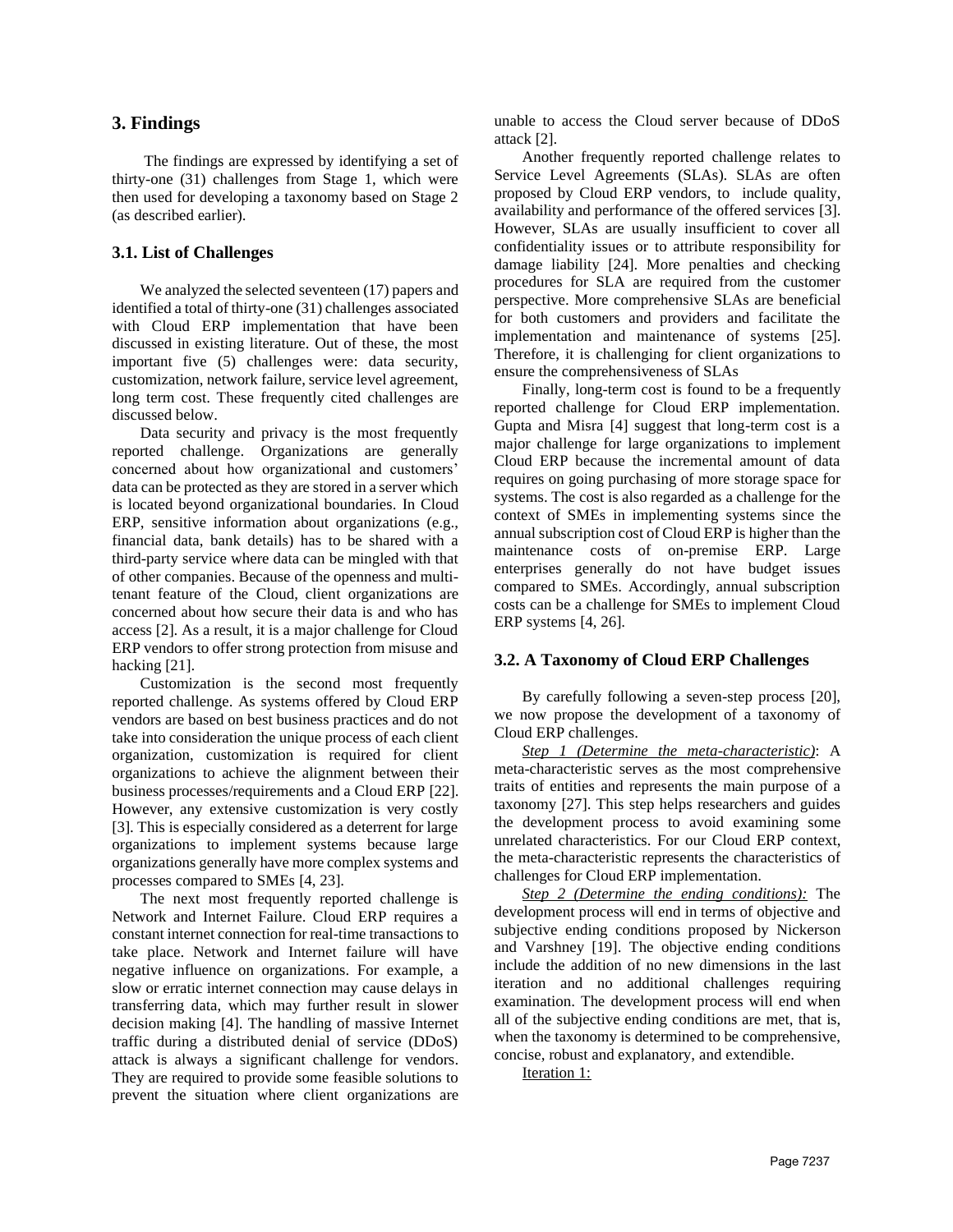## 3. Findings

The findings are expressed by identifying a set of thirty-one (31) challenges from Stage 1, which were then used for developing a taxonomy based on Stage 2 (as described earlier).

### 3.1. List of Challenges

We analyzed the selected seventeen (17) papers and identified a total of thirty-one (31) challenges associated with Cloud ERP implementation that have been discussed in existing literature. Out of these, the most important five (5) challenges were: data security, customization, network failure, service level agreement, long term cost. These frequently cited challenges are discussed below.

Data security and privacy is the most frequently reported challenge. Organizations are generally concerned about how organizational and customers' data can be protected as they are stored in a server which is located beyond organizational boundaries. In Cloud ERP, sensitive information about organizations (e.g., financial data, bank details) has to be shared with a third-party service where data can be mingled with that of other companies. Because of the openness and multi-tenant feature of the Cloud, client organizations are concerned about how secure their data is and who has access [2]. As a result, it is a major challenge for Cloud ERP vendors to offer strong protection from misuse and hacking [21].

Customization is the second most frequently reported challenge. As systems offered by Cloud ERP vendors are based on best business practices and do not take into consideration the unique process of each client organization, customization is required for client organizations to achieve the alignment between their business processes/requirements and a Cloud ERP [22]. However, any extensive customization is very costly [3]. This is especially considered as a deterrent for large organizations to implement systems because large organizations generally have more complex systems and processes compared to SMEs [4, 23].

The next most frequently reported challenge is Network and Internet Failure. Cloud ERP requires a constant internet connection for real-time transactions to take place. Network and Internet failure will have negative influence on organizations. For example, a slow or erratic internet connection may cause delays in transferring data, which may further result in slower decision making [4]. The handling of massive Internet traffic during a distributed denial of service (DDoS) attack is always a significant challenge for vendors. They are required to provide some feasible solutions to prevent the situation where client organizations are unable to access the Cloud server because of DDoS attack [2].

Another frequently reported challenge relates to Service Level Agreements (SLAs). SLAs are often proposed by Cloud ERP vendors, to include quality, availability and performance of the offered services [3]. However, SLAs are usually insufficient to cover all confidentiality issues or to attribute responsibility for damage liability [24]. More penalties and checking procedures for SLA are required from the customer perspective. More comprehensive SLAs are beneficial for both customers and providers and facilitate the implementation and maintenance of systems [25]. Therefore, it is challenging for client organizations to ensure the comprehensiveness of SLAs

Finally, long-term cost is found to be a frequently reported challenge for Cloud ERP implementation. Gupta and Misra [4] suggest that long-term cost is a major challenge for large organizations to implement Cloud ERP because the incremental amount of data requires on going purchasing of more storage space for systems. The cost is also regarded as a challenge for the context of SMEs in implementing systems since the annual subscription cost of Cloud ERP is higher than the maintenance costs of on-premise ERP. Large enterprises generally do not have budget issues compared to SMEs. Accordingly, annual subscription costs can be a challenge for SMEs to implement Cloud ERP systems [4, 26].

### 3.2. A Taxonomy of Cloud ERP Challenges

By carefully following a seven-step process [20], we now propose the development of a taxonomy of Cloud ERP challenges.

*Step 1 (Determine the meta-characteristic)*: A meta-characteristic serves as the most comprehensive traits of entities and represents the main purpose of a taxonomy [27]. This step helps researchers and guides the development process to avoid examining some unrelated characteristics. For our Cloud ERP context, the meta-characteristic represents the characteristics of challenges for Cloud ERP implementation.

*Step 2 (Determine the ending conditions):* The development process will end in terms of objective and subjective ending conditions proposed by Nickerson and Varshney [19]. The objective ending conditions include the addition of no new dimensions in the last iteration and no additional challenges requiring examination. The development process will end when all of the subjective ending conditions are met, that is, when the taxonomy is determined to be comprehensive, concise, robust and explanatory, and extendible.

Iteration 1: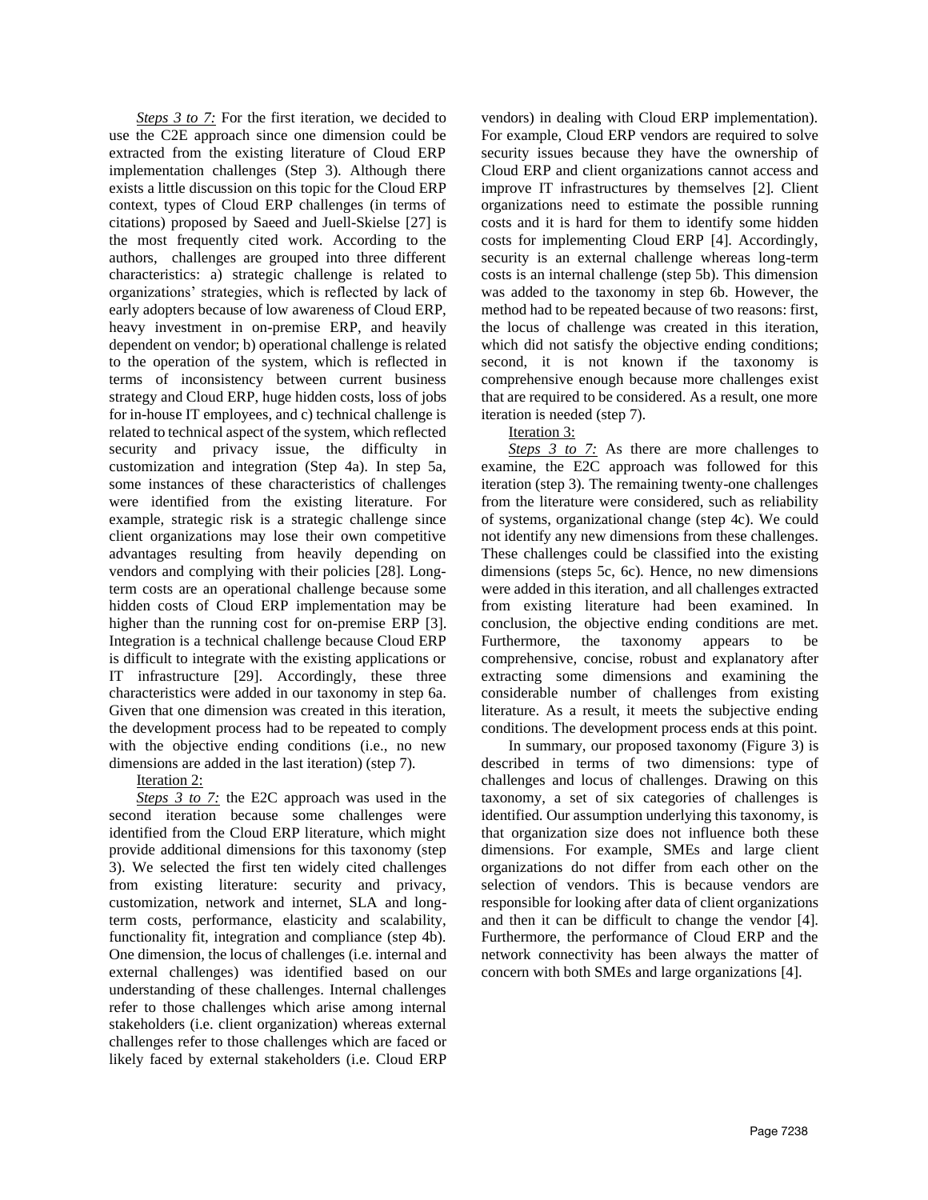*Steps 3 to 7:* For the first iteration, we decided to use the C2E approach since one dimension could be extracted from the existing literature of Cloud ERP implementation challenges (Step 3). Although there exists a little discussion on this topic for the Cloud ERP context, types of Cloud ERP challenges (in terms of citations) proposed by Saeed and Juell-Skielse [27] is the most frequently cited work. According to the authors, challenges are grouped into three different characteristics: a) strategic challenge is related to organizations' strategies, which is reflected by lack of early adopters because of low awareness of Cloud ERP, heavy investment in on-premise ERP, and heavily dependent on vendor; b) operational challenge is related to the operation of the system, which is reflected in terms of inconsistency between current business strategy and Cloud ERP, huge hidden costs, loss of jobs for in-house IT employees, and c) technical challenge is related to technical aspect of the system, which reflected security and privacy issue, the difficulty in customization and integration (Step 4a). In step 5a, some instances of these characteristics of challenges were identified from the existing literature. For example, strategic risk is a strategic challenge since client organizations may lose their own competitive advantages resulting from heavily depending on vendors and complying with their policies [28]. Long-term costs are an operational challenge because some hidden costs of Cloud ERP implementation may be higher than the running cost for on-premise ERP [3]. Integration is a technical challenge because Cloud ERP is difficult to integrate with the existing applications or IT infrastructure [29]. Accordingly, these three characteristics were added in our taxonomy in step 6a. Given that one dimension was created in this iteration, the development process had to be repeated to comply with the objective ending conditions (i.e., no new dimensions are added in the last iteration) (step 7).

Iteration 2:

*Steps 3 to 7:* the E2C approach was used in the second iteration because some challenges were identified from the Cloud ERP literature, which might provide additional dimensions for this taxonomy (step 3). We selected the first ten widely cited challenges from existing literature: security and privacy, customization, network and internet, SLA and long-term costs, performance, elasticity and scalability, functionality fit, integration and compliance (step 4b). One dimension, the locus of challenges (i.e. internal and external challenges) was identified based on our understanding of these challenges. Internal challenges refer to those challenges which arise among internal stakeholders (i.e. client organization) whereas external challenges refer to those challenges which are faced or likely faced by external stakeholders (i.e. Cloud ERP vendors) in dealing with Cloud ERP implementation). For example, Cloud ERP vendors are required to solve security issues because they have the ownership of Cloud ERP and client organizations cannot access and improve IT infrastructures by themselves [2]. Client organizations need to estimate the possible running costs and it is hard for them to identify some hidden costs for implementing Cloud ERP [4]. Accordingly, security is an external challenge whereas long-term costs is an internal challenge (step 5b). This dimension was added to the taxonomy in step 6b. However, the method had to be repeated because of two reasons: first, the locus of challenge was created in this iteration, which did not satisfy the objective ending conditions; second, it is not known if the taxonomy is comprehensive enough because more challenges exist that are required to be considered. As a result, one more iteration is needed (step 7).

Iteration 3:

*Steps 3 to 7:* As there are more challenges to examine, the E2C approach was followed for this iteration (step 3). The remaining twenty-one challenges from the literature were considered, such as reliability of systems, organizational change (step 4c). We could not identify any new dimensions from these challenges. These challenges could be classified into the existing dimensions (steps 5c, 6c). Hence, no new dimensions were added in this iteration, and all challenges extracted from existing literature had been examined. In conclusion, the objective ending conditions are met. Furthermore, the taxonomy appears to be comprehensive, concise, robust and explanatory after extracting some dimensions and examining the considerable number of challenges from existing literature. As a result, it meets the subjective ending conditions. The development process ends at this point.

In summary, our proposed taxonomy (Figure 3) is described in terms of two dimensions: type of challenges and locus of challenges. Drawing on this taxonomy, a set of six categories of challenges is identified. Our assumption underlying this taxonomy, is that organization size does not influence both these dimensions. For example, SMEs and large client organizations do not differ from each other on the selection of vendors. This is because vendors are responsible for looking after data of client organizations and then it can be difficult to change the vendor [4]. Furthermore, the performance of Cloud ERP and the network connectivity has been always the matter of concern with both SMEs and large organizations [4].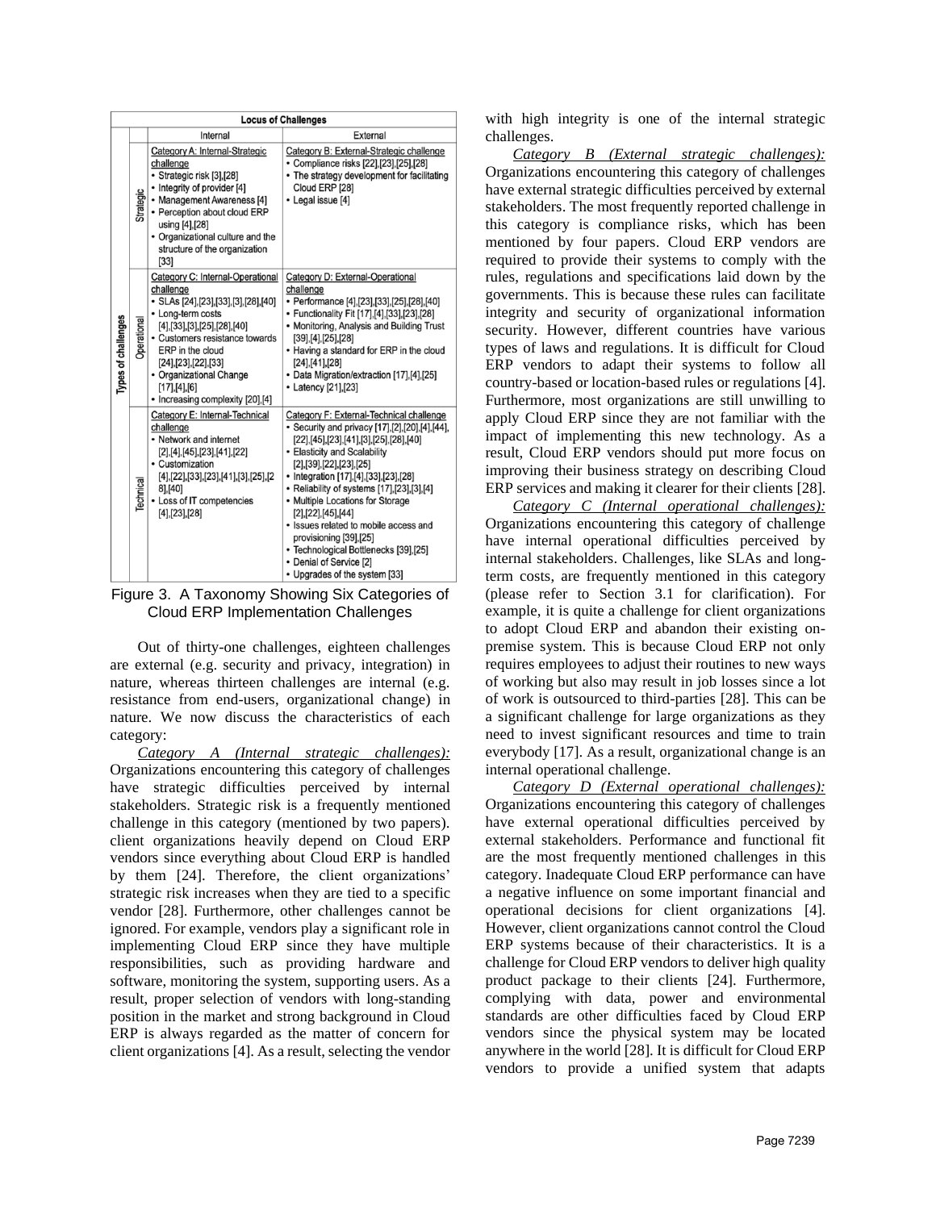| Locus of Challenges | | | |
|---|---|---|---|
| | | Internal | External |
| Types of challenges | Strategic | Category A: Internal-Strategic challenge<br>• Strategic risk [3],[28]<br>• Integrity of provider [4]<br>• Management Awareness [4]<br>• Perception about cloud ERP using [4],[28]<br>• Organizational culture and the structure of the organization [33] | Category B: External-Strategic challenge<br>• Compliance risks [22],[23],[25],[28]<br>• The strategy development for facilitating Cloud ERP [28]<br>• Legal issue [4] |
| | Operational | Category C: Internal-Operational challenge<br>• SLAs [24],[23],[33],[3],[28],[40]<br>• Long-term costs [4],[33],[3],[25],[28],[40]<br>• Customers resistance towards ERP in the cloud [24],[23],[22],[33]<br>• Organizational Change [17],[4],[6]<br>• Increasing complexity [20],[4] | Category D: External-Operational challenge<br>• Performance [4],[23],[33],[25],[28],[40]<br>• Functionality Fit [17],[4],[33],[23],[28]<br>• Monitoring, Analysis and Building Trust [39],[4],[25],[28]<br>• Having a standard for ERP in the cloud [24],[41],[28]<br>• Data Migration/extraction [17],[4],[25]<br>• Latency [21],[23] |
| | Technical | Category E: Internal-Technical challenge<br>• Network and internet [2],[4],[45],[23],[41],[22]<br>• Customization [4],[22],[33],[23],[41],[3],[25],[28],[40]<br>• Loss of IT competencies [4],[23],[28] | Category F: External-Technical challenge<br>• Security and privacy [17],[2],[20],[4],[44],[22],[45],[23],[41],[3],[25],[28],[40]<br>• Elasticity and Scalability [2],[39],[22],[23],[25]<br>• Integration [17],[4],[33],[23],[28]<br>• Reliability of systems [17],[23],[3],[4]<br>• Multiple Locations for Storage [2],[22],[45],[44]<br>• Issues related to mobile access and provisioning [39],[25]<br>• Technological Bottlenecks [39],[25]<br>• Denial of Service [2]<br>• Upgrades of the system [33] |

Figure 3. A Taxonomy Showing Six Categories of Cloud ERP Implementation Challenges

Out of thirty-one challenges, eighteen challenges are external (e.g. security and privacy, integration) in nature, whereas thirteen challenges are internal (e.g. resistance from end-users, organizational change) in nature. We now discuss the characteristics of each category:

*Category A (Internal strategic challenges):* Organizations encountering this category of challenges have strategic difficulties perceived by internal stakeholders. Strategic risk is a frequently mentioned challenge in this category (mentioned by two papers). client organizations heavily depend on Cloud ERP vendors since everything about Cloud ERP is handled by them [24]. Therefore, the client organizations' strategic risk increases when they are tied to a specific vendor [28]. Furthermore, other challenges cannot be ignored. For example, vendors play a significant role in implementing Cloud ERP since they have multiple responsibilities, such as providing hardware and software, monitoring the system, supporting users. As a result, proper selection of vendors with long-standing position in the market and strong background in Cloud ERP is always regarded as the matter of concern for client organizations [4]. As a result, selecting the vendor with high integrity is one of the internal strategic challenges.

*Category B (External strategic challenges):* Organizations encountering this category of challenges have external strategic difficulties perceived by external stakeholders. The most frequently reported challenge in this category is compliance risks, which has been mentioned by four papers. Cloud ERP vendors are required to provide their systems to comply with the rules, regulations and specifications laid down by the governments. This is because these rules can facilitate integrity and security of organizational information security. However, different countries have various types of laws and regulations. It is difficult for Cloud ERP vendors to adapt their systems to follow all country-based or location-based rules or regulations [4]. Furthermore, most organizations are still unwilling to apply Cloud ERP since they are not familiar with the impact of implementing this new technology. As a result, Cloud ERP vendors should put more focus on improving their business strategy on describing Cloud ERP services and making it clearer for their clients [28].

*Category C (Internal operational challenges):* Organizations encountering this category of challenge have internal operational difficulties perceived by internal stakeholders. Challenges, like SLAs and long-term costs, are frequently mentioned in this category (please refer to Section 3.1 for clarification). For example, it is quite a challenge for client organizations to adopt Cloud ERP and abandon their existing on-premise system. This is because Cloud ERP not only requires employees to adjust their routines to new ways of working but also may result in job losses since a lot of work is outsourced to third-parties [28]. This can be a significant challenge for large organizations as they need to invest significant resources and time to train everybody [17]. As a result, organizational change is an internal operational challenge.

*Category D (External operational challenges):* Organizations encountering this category of challenges have external operational difficulties perceived by external stakeholders. Performance and functional fit are the most frequently mentioned challenges in this category. Inadequate Cloud ERP performance can have a negative influence on some important financial and operational decisions for client organizations [4]. However, client organizations cannot control the Cloud ERP systems because of their characteristics. It is a challenge for Cloud ERP vendors to deliver high quality product package to their clients [24]. Furthermore, complying with data, power and environmental standards are other difficulties faced by Cloud ERP vendors since the physical system may be located anywhere in the world [28]. It is difficult for Cloud ERP vendors to provide a unified system that adapts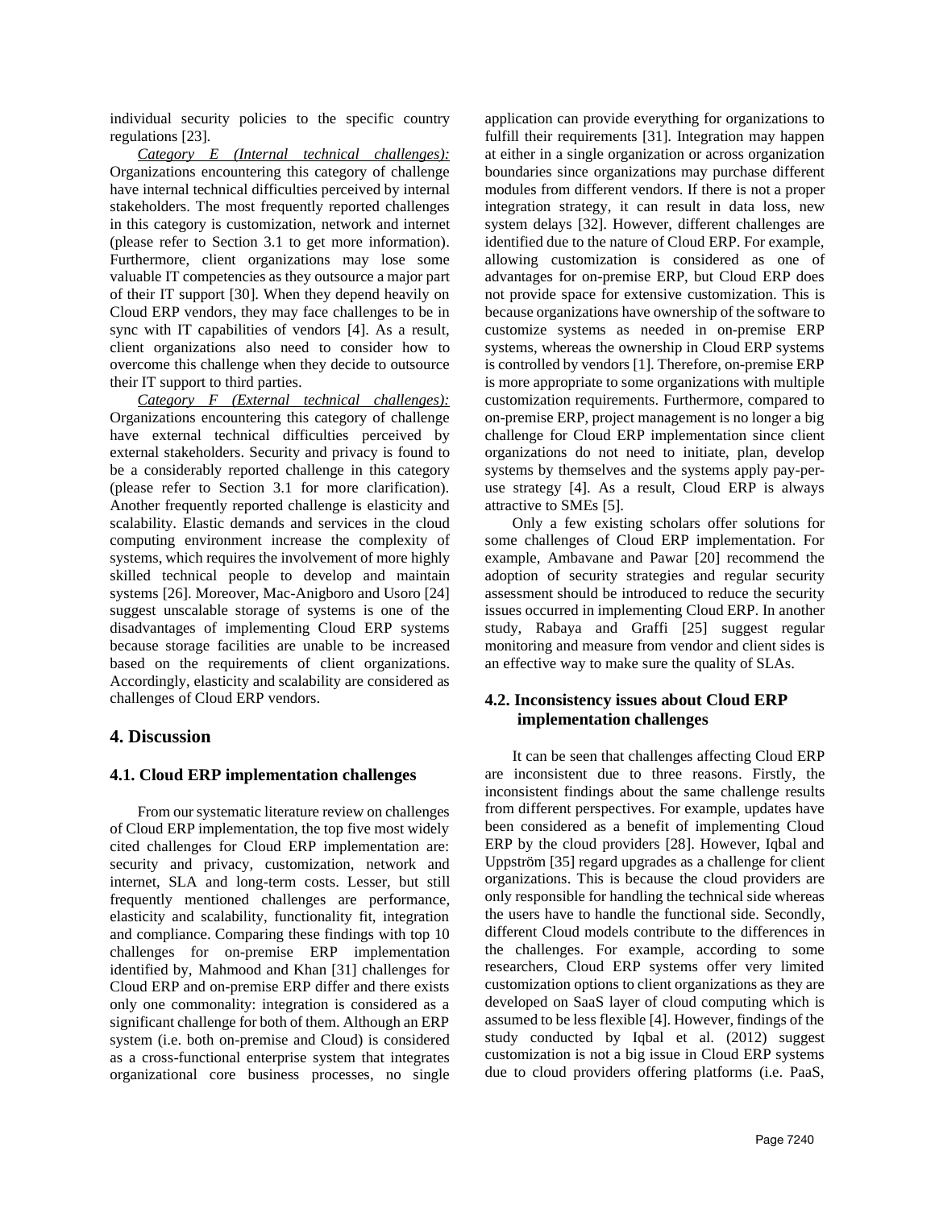individual security policies to the specific country regulations [23].

*Category E (Internal technical challenges):* Organizations encountering this category of challenge have internal technical difficulties perceived by internal stakeholders. The most frequently reported challenges in this category is customization, network and internet (please refer to Section 3.1 to get more information). Furthermore, client organizations may lose some valuable IT competencies as they outsource a major part of their IT support [30]. When they depend heavily on Cloud ERP vendors, they may face challenges to be in sync with IT capabilities of vendors [4]. As a result, client organizations also need to consider how to overcome this challenge when they decide to outsource their IT support to third parties.

*Category F (External technical challenges):* Organizations encountering this category of challenge have external technical difficulties perceived by external stakeholders. Security and privacy is found to be a considerably reported challenge in this category (please refer to Section 3.1 for more clarification). Another frequently reported challenge is elasticity and scalability. Elastic demands and services in the cloud computing environment increase the complexity of systems, which requires the involvement of more highly skilled technical people to develop and maintain systems [26]. Moreover, Mac-Anigboro and Usoro [24] suggest unscalable storage of systems is one of the disadvantages of implementing Cloud ERP systems because storage facilities are unable to be increased based on the requirements of client organizations. Accordingly, elasticity and scalability are considered as challenges of Cloud ERP vendors.

## 4. Discussion

### 4.1. Cloud ERP implementation challenges

From our systematic literature review on challenges of Cloud ERP implementation, the top five most widely cited challenges for Cloud ERP implementation are: security and privacy, customization, network and internet, SLA and long-term costs. Lesser, but still frequently mentioned challenges are performance, elasticity and scalability, functionality fit, integration and compliance. Comparing these findings with top 10 challenges for on-premise ERP implementation identified by, Mahmood and Khan [31] challenges for Cloud ERP and on-premise ERP differ and there exists only one commonality: integration is considered as a significant challenge for both of them. Although an ERP system (i.e. both on-premise and Cloud) is considered as a cross-functional enterprise system that integrates organizational core business processes, no single application can provide everything for organizations to fulfill their requirements [31]. Integration may happen at either in a single organization or across organization boundaries since organizations may purchase different modules from different vendors. If there is not a proper integration strategy, it can result in data loss, new system delays [32]. However, different challenges are identified due to the nature of Cloud ERP. For example, allowing customization is considered as one of advantages for on-premise ERP, but Cloud ERP does not provide space for extensive customization. This is because organizations have ownership of the software to customize systems as needed in on-premise ERP systems, whereas the ownership in Cloud ERP systems is controlled by vendors [1]. Therefore, on-premise ERP is more appropriate to some organizations with multiple customization requirements. Furthermore, compared to on-premise ERP, project management is no longer a big challenge for Cloud ERP implementation since client organizations do not need to initiate, plan, develop systems by themselves and the systems apply pay-per-use strategy [4]. As a result, Cloud ERP is always attractive to SMEs [5].

Only a few existing scholars offer solutions for some challenges of Cloud ERP implementation. For example, Ambavane and Pawar [20] recommend the adoption of security strategies and regular security assessment should be introduced to reduce the security issues occurred in implementing Cloud ERP. In another study, Rabaya and Graffi [25] suggest regular monitoring and measure from vendor and client sides is an effective way to make sure the quality of SLAs.

### 4.2. Inconsistency issues about Cloud ERP implementation challenges

It can be seen that challenges affecting Cloud ERP are inconsistent due to three reasons. Firstly, the inconsistent findings about the same challenge results from different perspectives. For example, updates have been considered as a benefit of implementing Cloud ERP by the cloud providers [28]. However, Iqbal and Uppström [35] regard upgrades as a challenge for client organizations. This is because the cloud providers are only responsible for handling the technical side whereas the users have to handle the functional side. Secondly, different Cloud models contribute to the differences in the challenges. For example, according to some researchers, Cloud ERP systems offer very limited customization options to client organizations as they are developed on SaaS layer of cloud computing which is assumed to be less flexible [4]. However, findings of the study conducted by Iqbal et al. (2012) suggest customization is not a big issue in Cloud ERP systems due to cloud providers offering platforms (i.e. PaaS,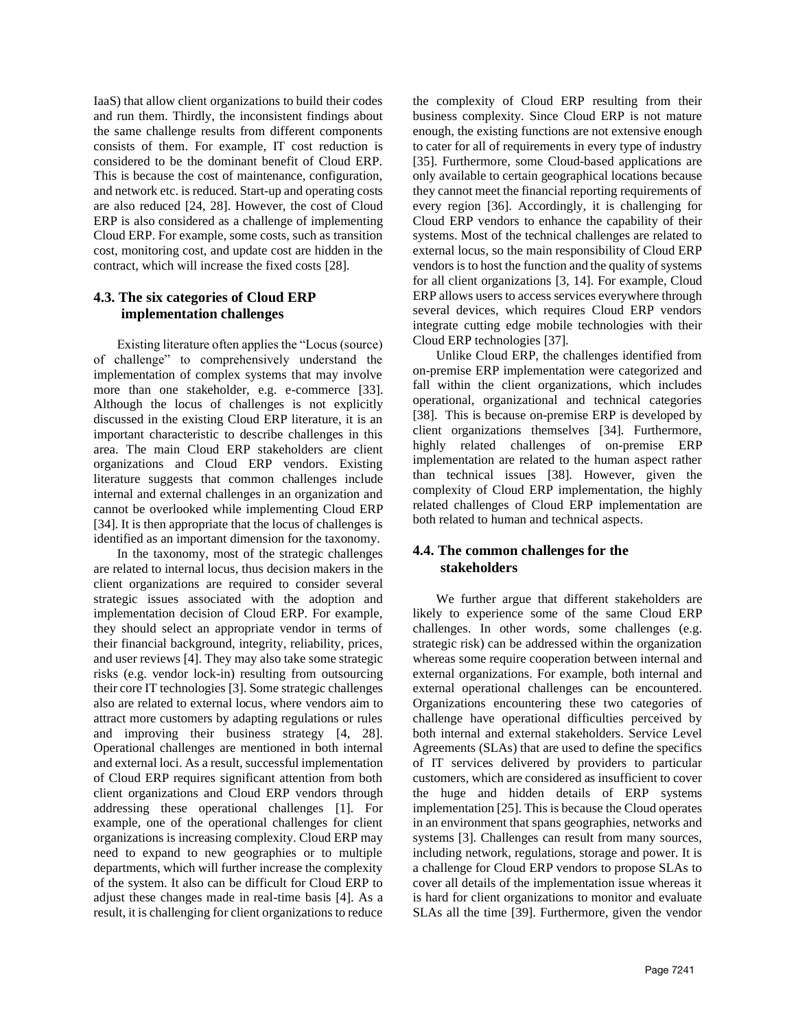IaaS) that allow client organizations to build their codes and run them. Thirdly, the inconsistent findings about the same challenge results from different components consists of them. For example, IT cost reduction is considered to be the dominant benefit of Cloud ERP. This is because the cost of maintenance, configuration, and network etc. is reduced. Start-up and operating costs are also reduced [24, 28]. However, the cost of Cloud ERP is also considered as a challenge of implementing Cloud ERP. For example, some costs, such as transition cost, monitoring cost, and update cost are hidden in the contract, which will increase the fixed costs [28].

### 4.3. The six categories of Cloud ERP implementation challenges

Existing literature often applies the "Locus (source) of challenge" to comprehensively understand the implementation of complex systems that may involve more than one stakeholder, e.g. e-commerce [33]. Although the locus of challenges is not explicitly discussed in the existing Cloud ERP literature, it is an important characteristic to describe challenges in this area. The main Cloud ERP stakeholders are client organizations and Cloud ERP vendors. Existing literature suggests that common challenges include internal and external challenges in an organization and cannot be overlooked while implementing Cloud ERP [34]. It is then appropriate that the locus of challenges is identified as an important dimension for the taxonomy.

In the taxonomy, most of the strategic challenges are related to internal locus, thus decision makers in the client organizations are required to consider several strategic issues associated with the adoption and implementation decision of Cloud ERP. For example, they should select an appropriate vendor in terms of their financial background, integrity, reliability, prices, and user reviews [4]. They may also take some strategic risks (e.g. vendor lock-in) resulting from outsourcing their core IT technologies [3]. Some strategic challenges also are related to external locus, where vendors aim to attract more customers by adapting regulations or rules and improving their business strategy [4, 28]. Operational challenges are mentioned in both internal and external loci. As a result, successful implementation of Cloud ERP requires significant attention from both client organizations and Cloud ERP vendors through addressing these operational challenges [1]. For example, one of the operational challenges for client organizations is increasing complexity. Cloud ERP may need to expand to new geographies or to multiple departments, which will further increase the complexity of the system. It also can be difficult for Cloud ERP to adjust these changes made in real-time basis [4]. As a result, it is challenging for client organizations to reduce the complexity of Cloud ERP resulting from their business complexity. Since Cloud ERP is not mature enough, the existing functions are not extensive enough to cater for all of requirements in every type of industry [35]. Furthermore, some Cloud-based applications are only available to certain geographical locations because they cannot meet the financial reporting requirements of every region [36]. Accordingly, it is challenging for Cloud ERP vendors to enhance the capability of their systems. Most of the technical challenges are related to external locus, so the main responsibility of Cloud ERP vendors is to host the function and the quality of systems for all client organizations [3, 14]. For example, Cloud ERP allows users to access services everywhere through several devices, which requires Cloud ERP vendors integrate cutting edge mobile technologies with their Cloud ERP technologies [37].

Unlike Cloud ERP, the challenges identified from on-premise ERP implementation were categorized and fall within the client organizations, which includes operational, organizational and technical categories [38]. This is because on-premise ERP is developed by client organizations themselves [34]. Furthermore, highly related challenges of on-premise ERP implementation are related to the human aspect rather than technical issues [38]. However, given the complexity of Cloud ERP implementation, the highly related challenges of Cloud ERP implementation are both related to human and technical aspects.

### 4.4. The common challenges for the stakeholders

We further argue that different stakeholders are likely to experience some of the same Cloud ERP challenges. In other words, some challenges (e.g. strategic risk) can be addressed within the organization whereas some require cooperation between internal and external organizations. For example, both internal and external operational challenges can be encountered. Organizations encountering these two categories of challenge have operational difficulties perceived by both internal and external stakeholders. Service Level Agreements (SLAs) that are used to define the specifics of IT services delivered by providers to particular customers, which are considered as insufficient to cover the huge and hidden details of ERP systems implementation [25]. This is because the Cloud operates in an environment that spans geographies, networks and systems [3]. Challenges can result from many sources, including network, regulations, storage and power. It is a challenge for Cloud ERP vendors to propose SLAs to cover all details of the implementation issue whereas it is hard for client organizations to monitor and evaluate SLAs all the time [39]. Furthermore, given the vendor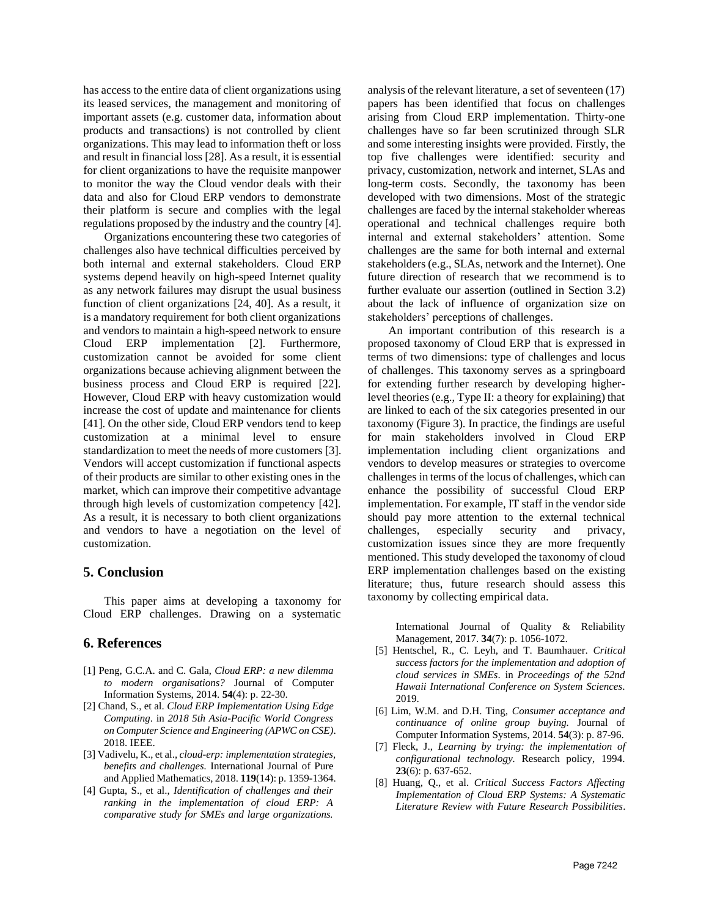has access to the entire data of client organizations using its leased services, the management and monitoring of important assets (e.g. customer data, information about products and transactions) is not controlled by client organizations. This may lead to information theft or loss and result in financial loss [28]. As a result, it is essential for client organizations to have the requisite manpower to monitor the way the Cloud vendor deals with their data and also for Cloud ERP vendors to demonstrate their platform is secure and complies with the legal regulations proposed by the industry and the country [4].

Organizations encountering these two categories of challenges also have technical difficulties perceived by both internal and external stakeholders. Cloud ERP systems depend heavily on high-speed Internet quality as any network failures may disrupt the usual business function of client organizations [24, 40]. As a result, it is a mandatory requirement for both client organizations and vendors to maintain a high-speed network to ensure Cloud ERP implementation [2]. Furthermore, customization cannot be avoided for some client organizations because achieving alignment between the business process and Cloud ERP is required [22]. However, Cloud ERP with heavy customization would increase the cost of update and maintenance for clients [41]. On the other side, Cloud ERP vendors tend to keep customization at a minimal level to ensure standardization to meet the needs of more customers [3]. Vendors will accept customization if functional aspects of their products are similar to other existing ones in the market, which can improve their competitive advantage through high levels of customization competency [42]. As a result, it is necessary to both client organizations and vendors to have a negotiation on the level of customization.

## 5. Conclusion

This paper aims at developing a taxonomy for Cloud ERP challenges. Drawing on a systematic analysis of the relevant literature, a set of seventeen (17) papers has been identified that focus on challenges arising from Cloud ERP implementation. Thirty-one challenges have so far been scrutinized through SLR and some interesting insights were provided. Firstly, the top five challenges were identified: security and privacy, customization, network and internet, SLAs and long-term costs. Secondly, the taxonomy has been developed with two dimensions. Most of the strategic challenges are faced by the internal stakeholder whereas operational and technical challenges require both internal and external stakeholders' attention. Some challenges are the same for both internal and external stakeholders (e.g., SLAs, network and the Internet). One future direction of research that we recommend is to further evaluate our assertion (outlined in Section 3.2) about the lack of influence of organization size on stakeholders' perceptions of challenges.

An important contribution of this research is a proposed taxonomy of Cloud ERP that is expressed in terms of two dimensions: type of challenges and locus of challenges. This taxonomy serves as a springboard for extending further research by developing higher-level theories (e.g., Type II: a theory for explaining) that are linked to each of the six categories presented in our taxonomy (Figure 3). In practice, the findings are useful for main stakeholders involved in Cloud ERP implementation including client organizations and vendors to develop measures or strategies to overcome challenges in terms of the locus of challenges, which can enhance the possibility of successful Cloud ERP implementation. For example, IT staff in the vendor side should pay more attention to the external technical challenges, especially security and privacy, customization issues since they are more frequently mentioned. This study developed the taxonomy of cloud ERP implementation challenges based on the existing literature; thus, future research should assess this taxonomy by collecting empirical data.

## 6. References

[1] Peng, G.C.A. and C. Gala, *Cloud ERP: a new dilemma to modern organisations?* Journal of Computer Information Systems, 2014. **54**(4): p. 22-30.

[2] Chand, S., et al. *Cloud ERP Implementation Using Edge Computing*. in *2018 5th Asia-Pacific World Congress on Computer Science and Engineering (APWC on CSE)*. 2018. IEEE.

[3] Vadivelu, K., et al., *cloud-erp: implementation strategies, benefits and challenges.* International Journal of Pure and Applied Mathematics, 2018. **119**(14): p. 1359-1364.

[4] Gupta, S., et al., *Identification of challenges and their ranking in the implementation of cloud ERP: A comparative study for SMEs and large organizations.* International Journal of Quality & Reliability Management, 2017. **34**(7): p. 1056-1072.

[5] Hentschel, R., C. Leyh, and T. Baumhauer. *Critical success factors for the implementation and adoption of cloud services in SMEs*. in *Proceedings of the 52nd Hawaii International Conference on System Sciences*. 2019.

[6] Lim, W.M. and D.H. Ting, *Consumer acceptance and continuance of online group buying.* Journal of Computer Information Systems, 2014. **54**(3): p. 87-96.

[7] Fleck, J., *Learning by trying: the implementation of configurational technology.* Research policy, 1994. **23**(6): p. 637-652.

[8] Huang, Q., et al. *Critical Success Factors Affecting Implementation of Cloud ERP Systems: A Systematic Literature Review with Future Research Possibilities*.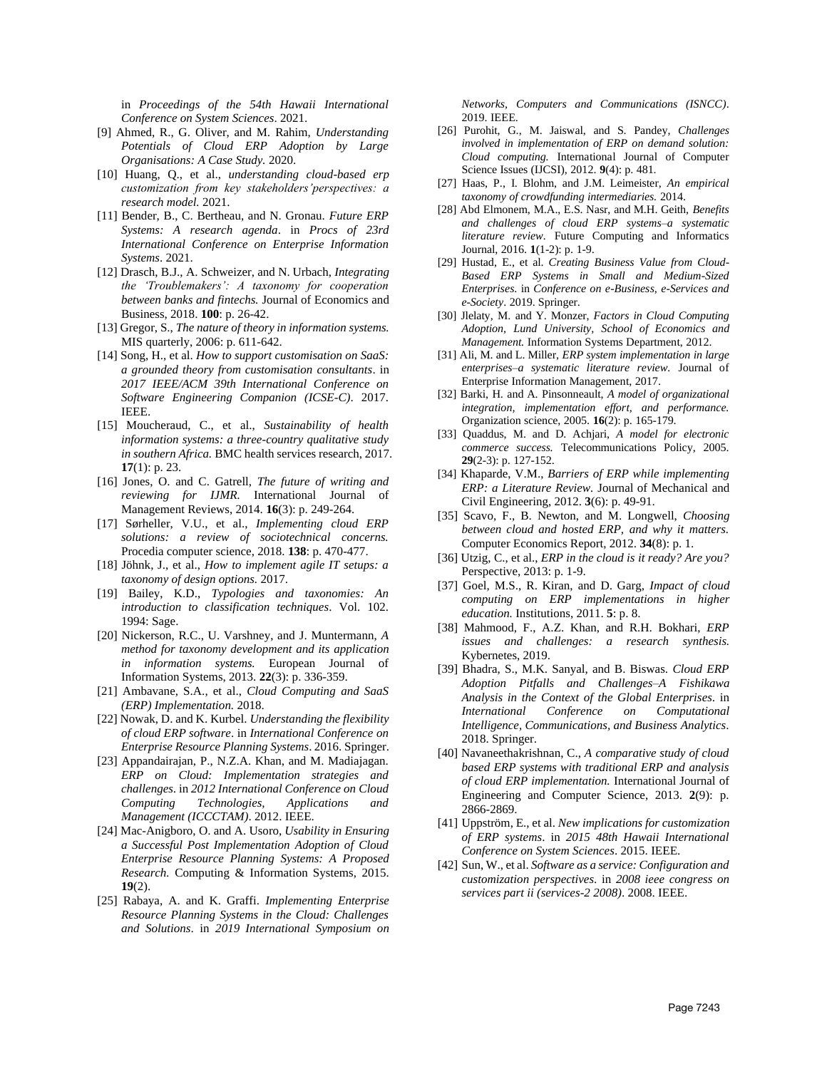in *Proceedings of the 54th Hawaii International Conference on System Sciences*. 2021.

[9] Ahmed, R., G. Oliver, and M. Rahim, *Understanding Potentials of Cloud ERP Adoption by Large Organisations: A Case Study.* 2020.

[10] Huang, Q., et al., *understanding cloud-based erp customization from key stakeholders'perspectives: a research model.* 2021.

[11] Bender, B., C. Bertheau, and N. Gronau. *Future ERP Systems: A research agenda*. in *Procs of 23rd International Conference on Enterprise Information Systems*. 2021.

[12] Drasch, B.J., A. Schweizer, and N. Urbach, *Integrating the 'Troublemakers': A taxonomy for cooperation between banks and fintechs.* Journal of Economics and Business, 2018. **100**: p. 26-42.

[13] Gregor, S., *The nature of theory in information systems.* MIS quarterly, 2006: p. 611-642.

[14] Song, H., et al. *How to support customisation on SaaS: a grounded theory from customisation consultants*. in *2017 IEEE/ACM 39th International Conference on Software Engineering Companion (ICSE-C)*. 2017. IEEE.

[15] Moucheraud, C., et al., *Sustainability of health information systems: a three-country qualitative study in southern Africa.* BMC health services research, 2017. **17**(1): p. 23.

[16] Jones, O. and C. Gatrell, *The future of writing and reviewing for IJMR.* International Journal of Management Reviews, 2014. **16**(3): p. 249-264.

[17] Sørheller, V.U., et al., *Implementing cloud ERP solutions: a review of sociotechnical concerns.* Procedia computer science, 2018. **138**: p. 470-477.

[18] Jöhnk, J., et al., *How to implement agile IT setups: a taxonomy of design options.* 2017.

[19] Bailey, K.D., *Typologies and taxonomies: An introduction to classification techniques*. Vol. 102. 1994: Sage.

[20] Nickerson, R.C., U. Varshney, and J. Muntermann, *A method for taxonomy development and its application in information systems.* European Journal of Information Systems, 2013. **22**(3): p. 336-359.

[21] Ambavane, S.A., et al., *Cloud Computing and SaaS (ERP) Implementation.* 2018.

[22] Nowak, D. and K. Kurbel. *Understanding the flexibility of cloud ERP software*. in *International Conference on Enterprise Resource Planning Systems*. 2016. Springer.

[23] Appandairajan, P., N.Z.A. Khan, and M. Madiajagan. *ERP on Cloud: Implementation strategies and challenges*. in *2012 International Conference on Cloud Computing Technologies, Applications and Management (ICCCTAM)*. 2012. IEEE.

[24] Mac-Anigboro, O. and A. Usoro, *Usability in Ensuring a Successful Post Implementation Adoption of Cloud Enterprise Resource Planning Systems: A Proposed Research*. Computing & Information Systems, 2015. **19**(2).

[25] Rabaya, A. and K. Graffi. *Implementing Enterprise Resource Planning Systems in the Cloud: Challenges and Solutions*. in *2019 International Symposium on Networks, Computers and Communications (ISNCC)*. 2019. IEEE.

[26] Purohit, G., M. Jaiswal, and S. Pandey, *Challenges involved in implementation of ERP on demand solution: Cloud computing.* International Journal of Computer Science Issues (IJCSI), 2012. **9**(4): p. 481.

[27] Haas, P., I. Blohm, and J.M. Leimeister, *An empirical taxonomy of crowdfunding intermediaries.* 2014.

[28] Abd Elmonem, M.A., E.S. Nasr, and M.H. Geith, *Benefits and challenges of cloud ERP systems–a systematic literature review*. Future Computing and Informatics Journal, 2016. **1**(1-2): p. 1-9.

[29] Hustad, E., et al. *Creating Business Value from Cloud-Based ERP Systems in Small and Medium-Sized Enterprises*. in *Conference on e-Business, e-Services and e-Society*. 2019. Springer.

[30] Jlelaty, M. and Y. Monzer, *Factors in Cloud Computing Adoption, Lund University, School of Economics and Management.* Information Systems Department, 2012.

[31] Ali, M. and L. Miller, *ERP system implementation in large enterprises–a systematic literature review.* Journal of Enterprise Information Management, 2017.

[32] Barki, H. and A. Pinsonneault, *A model of organizational integration, implementation effort, and performance.* Organization science, 2005. **16**(2): p. 165-179.

[33] Quaddus, M. and D. Achjari, *A model for electronic commerce success.* Telecommunications Policy, 2005. **29**(2-3): p. 127-152.

[34] Khaparde, V.M., *Barriers of ERP while implementing ERP: a Literature Review.* Journal of Mechanical and Civil Engineering, 2012. **3**(6): p. 49-91.

[35] Scavo, F., B. Newton, and M. Longwell, *Choosing between cloud and hosted ERP, and why it matters.* Computer Economics Report, 2012. **34**(8): p. 1.

[36] Utzig, C., et al., *ERP in the cloud is it ready? Are you?* Perspective, 2013: p. 1-9.

[37] Goel, M.S., R. Kiran, and D. Garg, *Impact of cloud computing on ERP implementations in higher education.* Institutions, 2011. **5**: p. 8.

[38] Mahmood, F., A.Z. Khan, and R.H. Bokhari, *ERP issues and challenges: a research synthesis.* Kybernetes, 2019.

[39] Bhadra, S., M.K. Sanyal, and B. Biswas. *Cloud ERP Adoption Pitfalls and Challenges–A Fishikawa Analysis in the Context of the Global Enterprises*. in *International Conference on Computational Intelligence, Communications, and Business Analytics*. 2018. Springer.

[40] Navaneethakrishnan, C., *A comparative study of cloud based ERP systems with traditional ERP and analysis of cloud ERP implementation.* International Journal of Engineering and Computer Science, 2013. **2**(9): p. 2866-2869.

[41] Uppström, E., et al. *New implications for customization of ERP systems*. in *2015 48th Hawaii International Conference on System Sciences*. 2015. IEEE.

[42] Sun, W., et al. *Software as a service: Configuration and customization perspectives*. in *2008 ieee congress on services part ii (services-2 2008)*. 2008. IEEE.